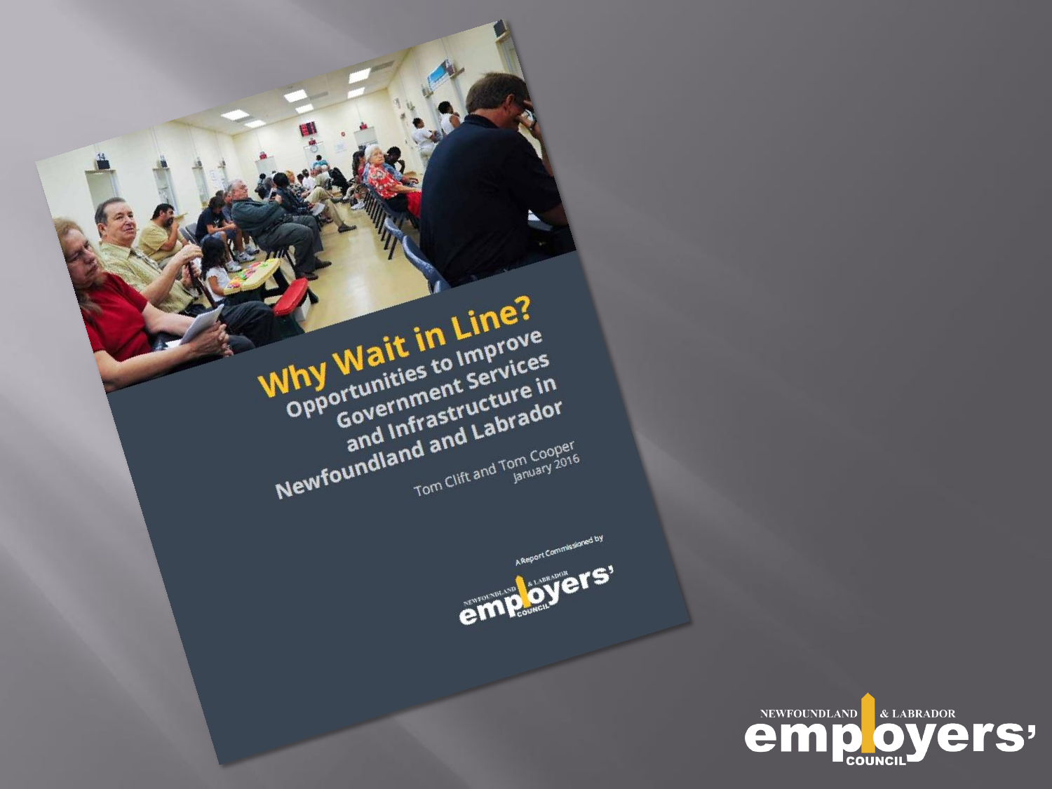# Why Wait in Line?

## Opportunities to Improve Government Services and Infrastructure in Newfoundland and Labrador

Tom Clift and Tom Cooper

January 2016

A Report Commissioned by

NEWFOUNDLAND & LABRADOR employers' COUNCIL

NEWFOUNDLAND & LABRADOR employers' COUNCIL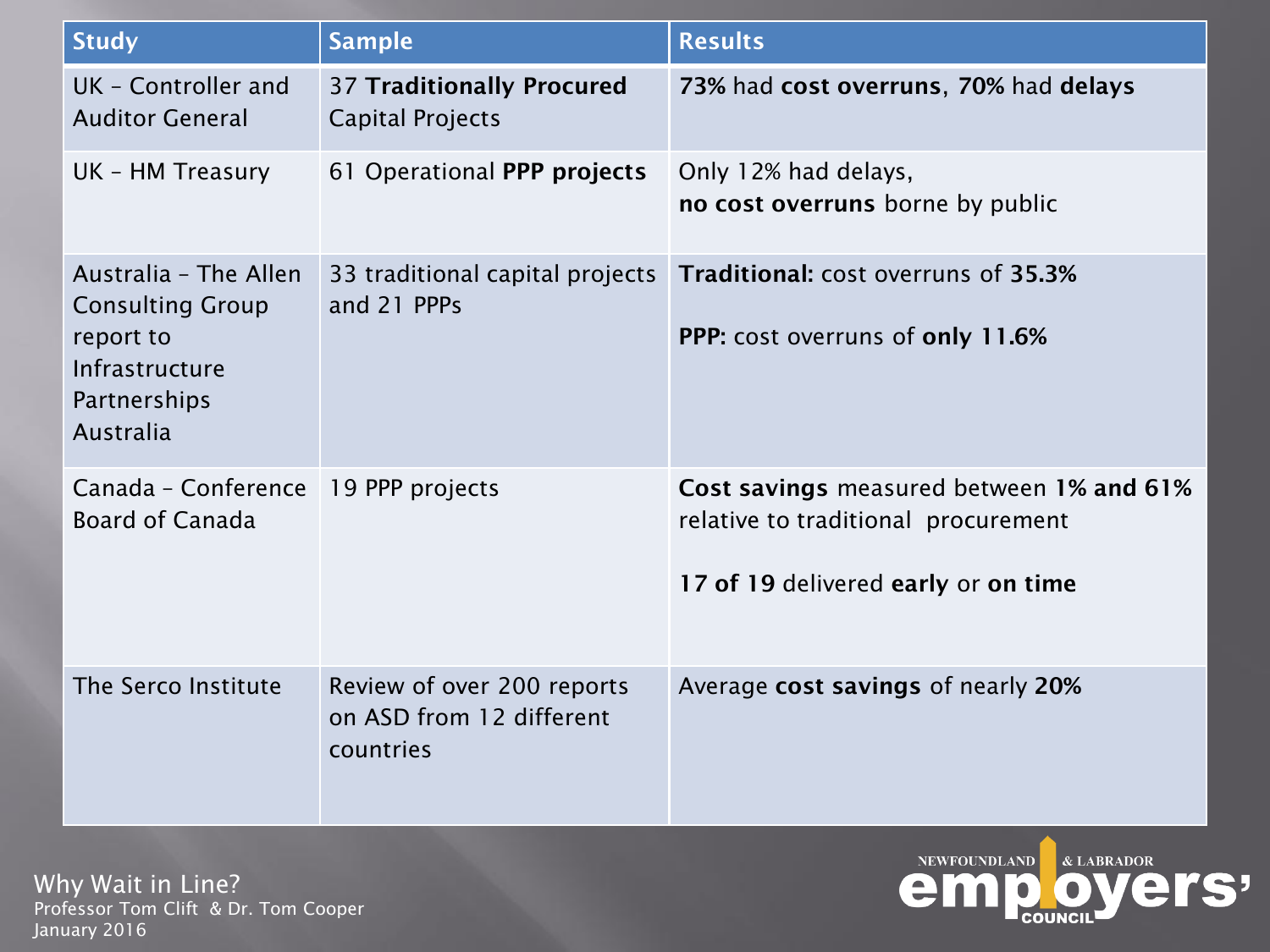| Study | Sample | Results |
| --- | --- | --- |
| UK – Controller and Auditor General | 37 **Traditionally Procured** Capital Projects | **73%** had **cost overruns**, **70%** had **delays** |
| UK – HM Treasury | 61 Operational **PPP projects** | Only 12% had delays, **no cost overruns** borne by public |
| Australia – The Allen Consulting Group report to Infrastructure Partnerships Australia | 33 traditional capital projects and 21 PPPs | **Traditional:** cost overruns of **35.3%** <br><br> **PPP:** cost overruns of **only 11.6%** |
| Canada – Conference Board of Canada | 19 PPP projects | **Cost savings** measured between **1% and 61%** relative to traditional procurement <br><br> **17 of 19** delivered **early** or **on time** |
| The Serco Institute | Review of over 200 reports on ASD from 12 different countries | Average **cost savings** of nearly **20%** |

Why Wait in Line?
Professor Tom Clift & Dr. Tom Cooper
January 2016

NEWFOUNDLAND & LABRADOR EMPLOYERS' COUNCIL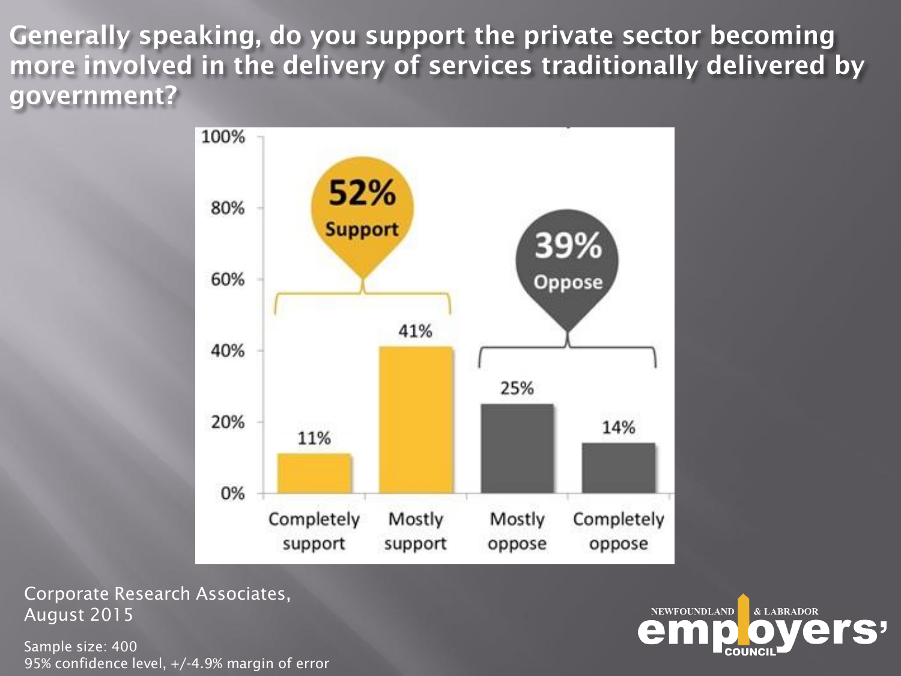# Generally speaking, do you support the private sector becoming more involved in the delivery of services traditionally delivered by government?

| Response | Percentage |
| --- | --- |
| Completely support | 11% |
| Mostly support | 41% |
| Mostly oppose | 25% |
| Completely oppose | 14% |

**52% Support** (Completely support + Mostly support)

**39% Oppose** (Mostly oppose + Completely oppose)

Corporate Research Associates, August 2015

Sample size: 400
95% confidence level, +/-4.9% margin of error

NEWFOUNDLAND & LABRADOR employers' COUNCIL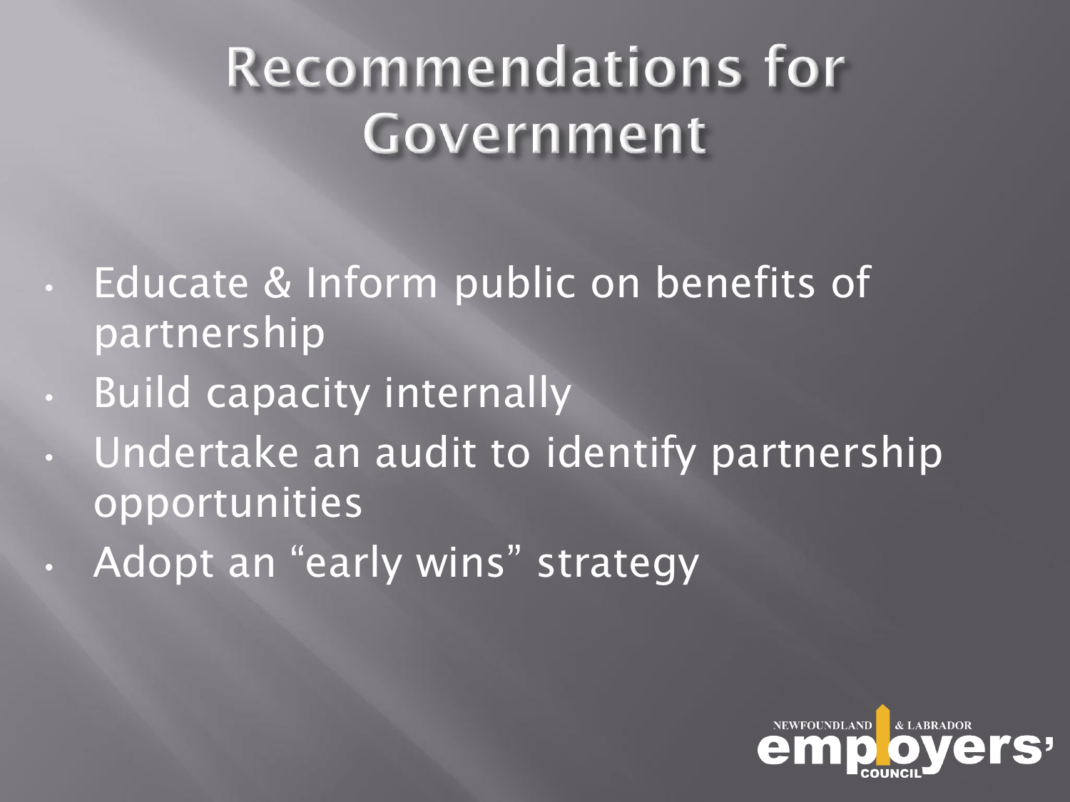# Recommendations for Government

- Educate & Inform public on benefits of partnership
- Build capacity internally
- Undertake an audit to identify partnership opportunities
- Adopt an “early wins” strategy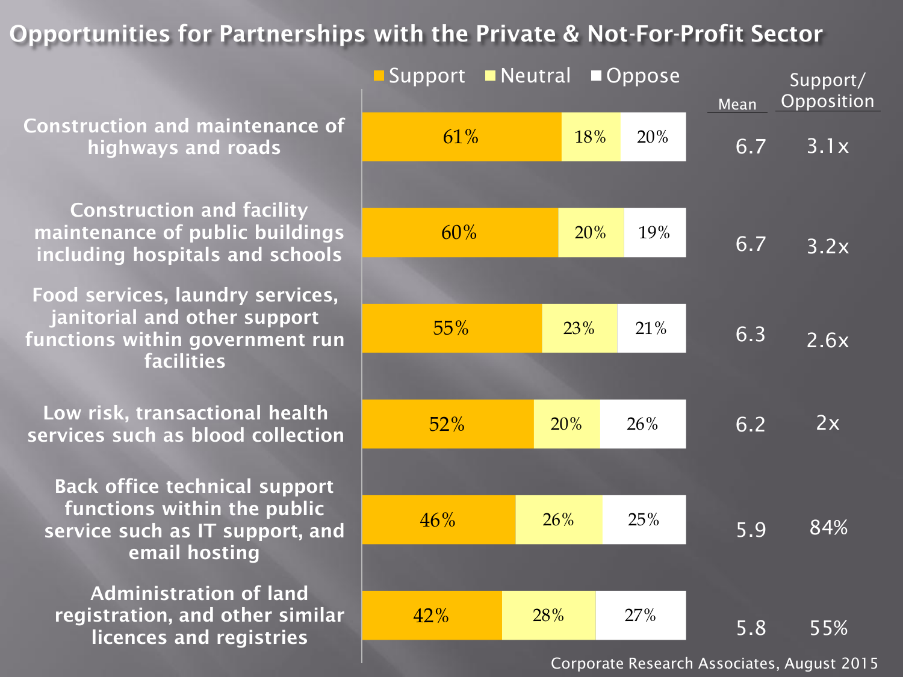# Opportunities for Partnerships with the Private & Not-For-Profit Sector

| | Support | Neutral | Oppose | Mean | Support/ Opposition |
|---|---|---|---|---|---|
| Construction and maintenance of highways and roads | 61% | 18% | 20% | 6.7 | 3.1x |
| Construction and facility maintenance of public buildings including hospitals and schools | 60% | 20% | 19% | 6.7 | 3.2x |
| Food services, laundry services, janitorial and other support functions within government run facilities | 55% | 23% | 21% | 6.3 | 2.6x |
| Low risk, transactional health services such as blood collection | 52% | 20% | 26% | 6.2 | 2x |
| Back office technical support functions within the public service such as IT support, and email hosting | 46% | 26% | 25% | 5.9 | 84% |
| Administration of land registration, and other similar licences and registries | 42% | 28% | 27% | 5.8 | 55% |

Corporate Research Associates, August 2015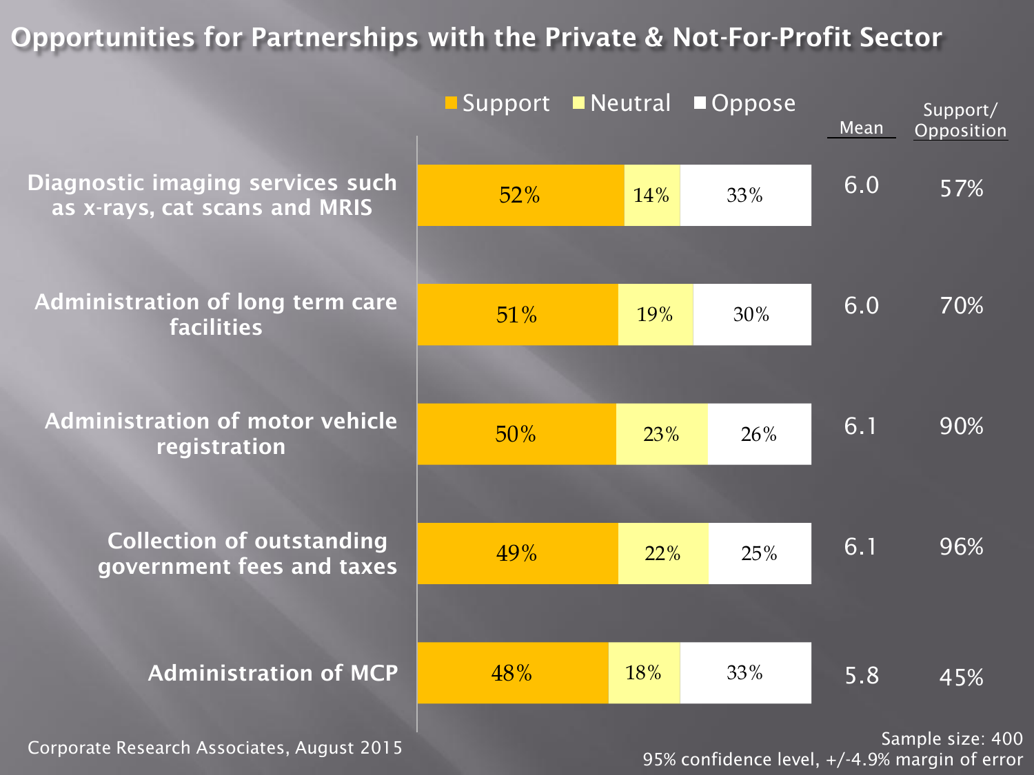# Opportunities for Partnerships with the Private & Not-For-Profit Sector

Support Neutral Oppose

Mean

Support/ Opposition

Diagnostic imaging services such as x-rays, cat scans and MRIS
52% 14% 33%
6.0
57%

Administration of long term care facilities
51% 19% 30%
6.0
70%

Administration of motor vehicle registration
50% 23% 26%
6.1
90%

Collection of outstanding government fees and taxes
49% 22% 25%
6.1
96%

Administration of MCP
48% 18% 33%
5.8
45%

Corporate Research Associates, August 2015

Sample size: 400
95% confidence level, +/-4.9% margin of error